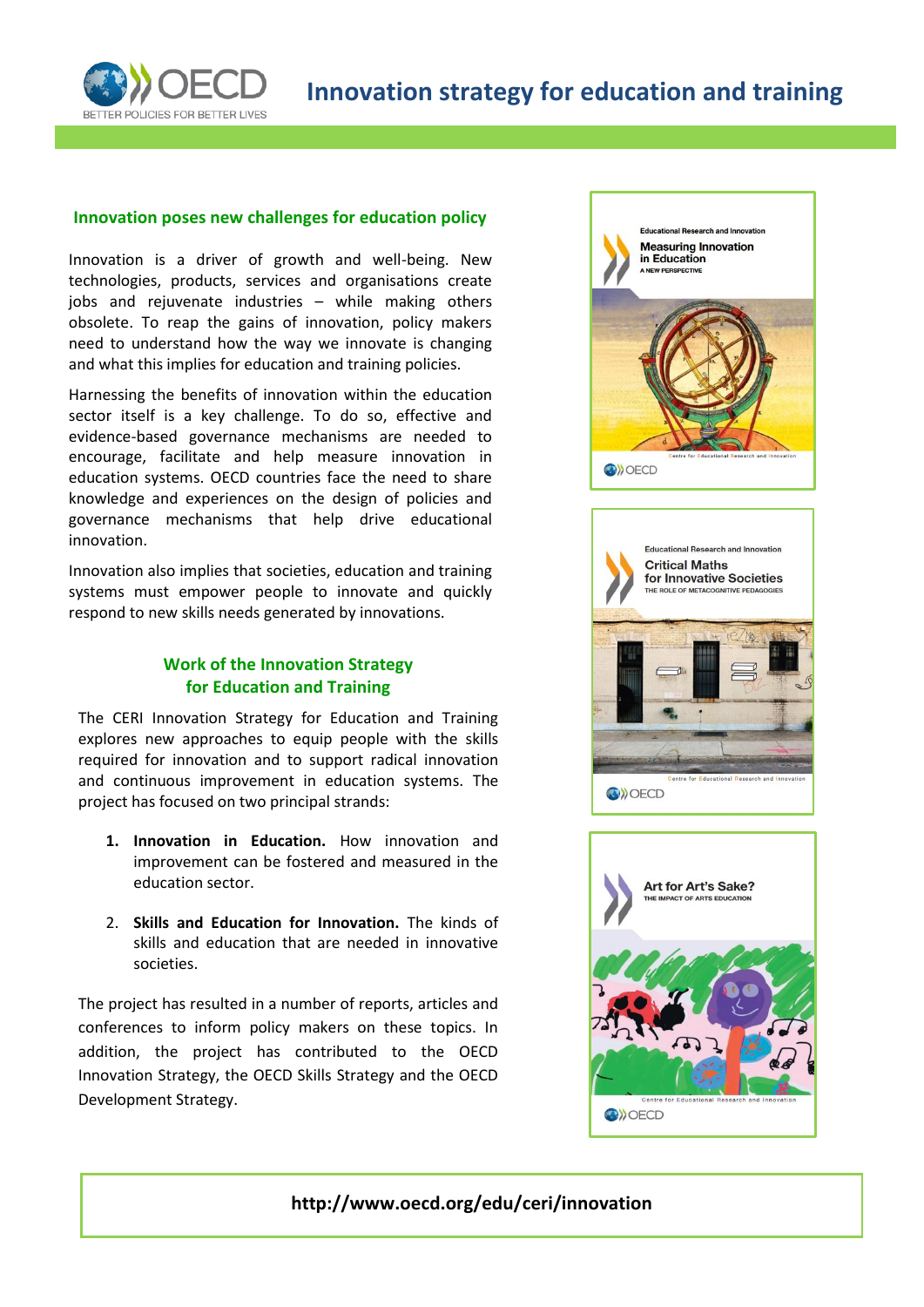# Innovation strategy for education and training

## Innovation poses new challenges for education policy

Innovation is a driver of growth and well-being. New technologies, products, services and organisations create jobs and rejuvenate industries – while making others obsolete. To reap the gains of innovation, policy makers need to understand how the way we innovate is changing and what this implies for education and training policies.

Harnessing the benefits of innovation within the education sector itself is a key challenge. To do so, effective and evidence-based governance mechanisms are needed to encourage, facilitate and help measure innovation in education systems. OECD countries face the need to share knowledge and experiences on the design of policies and governance mechanisms that help drive educational innovation.

Innovation also implies that societies, education and training systems must empower people to innovate and quickly respond to new skills needs generated by innovations.

## Work of the Innovation Strategy for Education and Training

The CERI Innovation Strategy for Education and Training explores new approaches to equip people with the skills required for innovation and to support radical innovation and continuous improvement in education systems. The project has focused on two principal strands:

1. **Innovation in Education.** How innovation and improvement can be fostered and measured in the education sector.

2. **Skills and Education for Innovation.** The kinds of skills and education that are needed in innovative societies.

The project has resulted in a number of reports, articles and conferences to inform policy makers on these topics. In addition, the project has contributed to the OECD Innovation Strategy, the OECD Skills Strategy and the OECD Development Strategy.

**http://www.oecd.org/edu/ceri/innovation**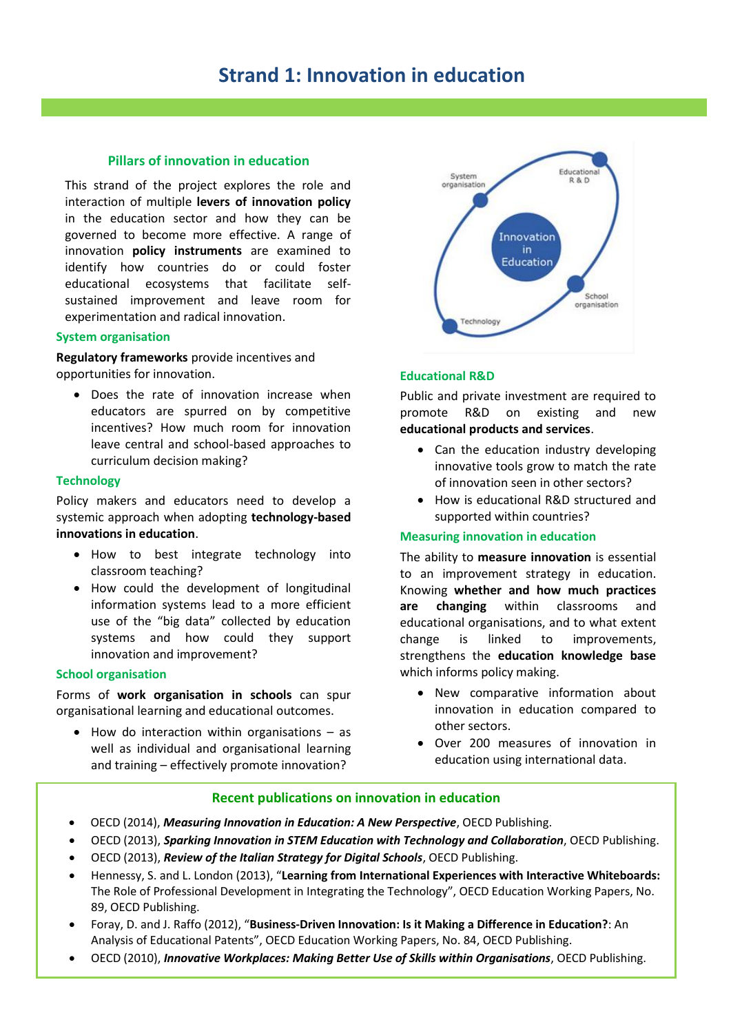# Strand 1: Innovation in education

## Pillars of innovation in education

This strand of the project explores the role and interaction of multiple **levers of innovation policy** in the education sector and how they can be governed to become more effective. A range of innovation **policy instruments** are examined to identify how countries do or could foster educational ecosystems that facilitate self-sustained improvement and leave room for experimentation and radical innovation.

### System organisation

**Regulatory frameworks** provide incentives and opportunities for innovation.

- Does the rate of innovation increase when educators are spurred on by competitive incentives? How much room for innovation leave central and school-based approaches to curriculum decision making?

### Technology

Policy makers and educators need to develop a systemic approach when adopting **technology-based innovations in education**.

- How to best integrate technology into classroom teaching?
- How could the development of longitudinal information systems lead to a more efficient use of the "big data" collected by education systems and how could they support innovation and improvement?

### School organisation

Forms of **work organisation in schools** can spur organisational learning and educational outcomes.

- How do interaction within organisations – as well as individual and organisational learning and training – effectively promote innovation?

### Educational R&D

Public and private investment are required to promote R&D on existing and new **educational products and services**.

- Can the education industry developing innovative tools grow to match the rate of innovation seen in other sectors?
- How is educational R&D structured and supported within countries?

### Measuring innovation in education

The ability to **measure innovation** is essential to an improvement strategy in education. Knowing **whether and how much practices are changing** within classrooms and educational organisations, and to what extent change is linked to improvements, strengthens the **education knowledge base** which informs policy making.

- New comparative information about innovation in education compared to other sectors.
- Over 200 measures of innovation in education using international data.

## Recent publications on innovation in education

- OECD (2014), ***Measuring Innovation in Education: A New Perspective***, OECD Publishing.
- OECD (2013), ***Sparking Innovation in STEM Education with Technology and Collaboration***, OECD Publishing.
- OECD (2013), ***Review of the Italian Strategy for Digital Schools***, OECD Publishing.
- Hennessy, S. and L. London (2013), "**Learning from International Experiences with Interactive Whiteboards:** The Role of Professional Development in Integrating the Technology", OECD Education Working Papers, No. 89, OECD Publishing.
- Foray, D. and J. Raffo (2012), "**Business-Driven Innovation: Is it Making a Difference in Education?**: An Analysis of Educational Patents", OECD Education Working Papers, No. 84, OECD Publishing.
- OECD (2010), ***Innovative Workplaces: Making Better Use of Skills within Organisations***, OECD Publishing.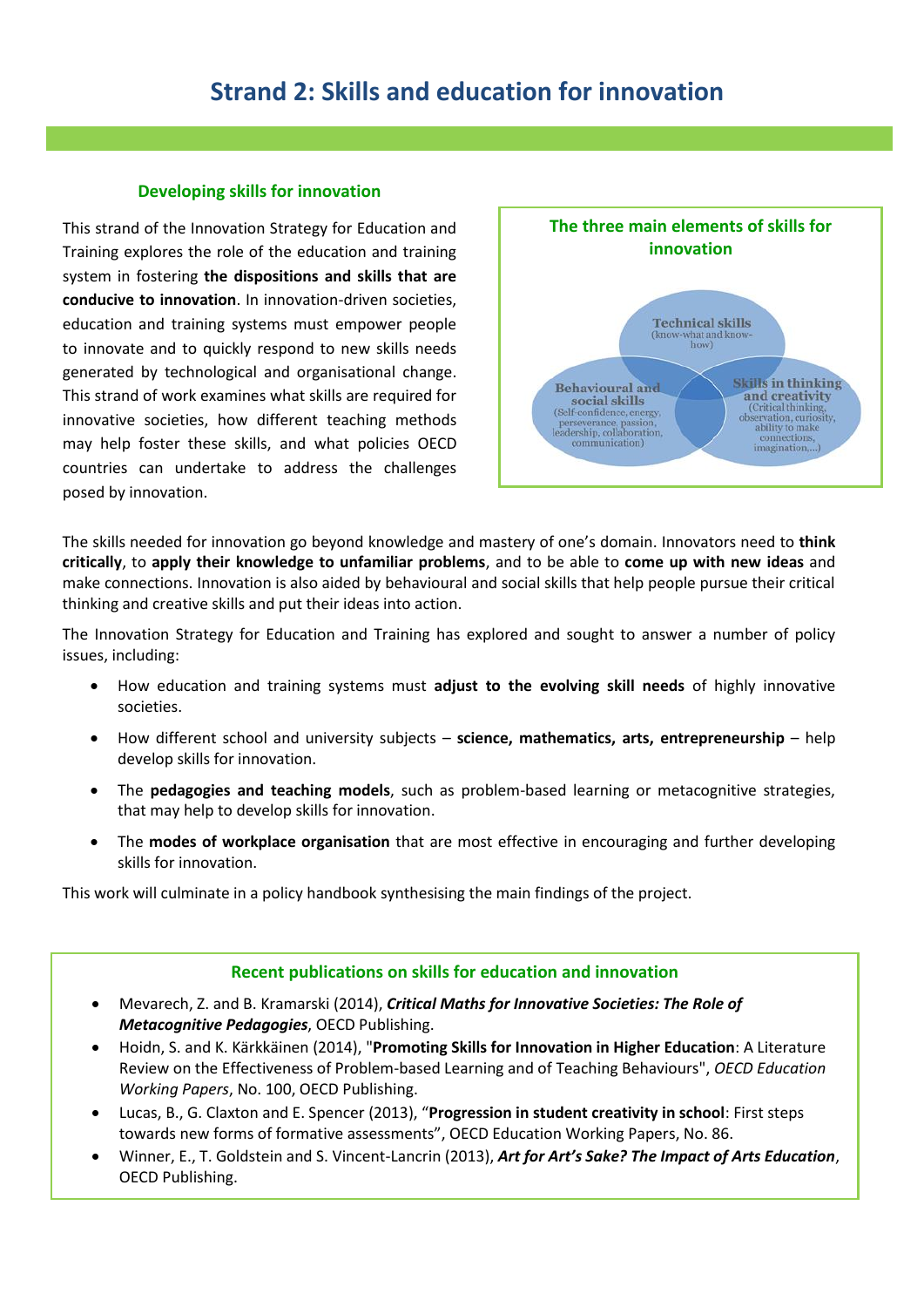# Strand 2: Skills and education for innovation

## Developing skills for innovation

This strand of the Innovation Strategy for Education and Training explores the role of the education and training system in fostering **the dispositions and skills that are conducive to innovation**. In innovation-driven societies, education and training systems must empower people to innovate and to quickly respond to new skills needs generated by technological and organisational change. This strand of work examines what skills are required for innovative societies, how different teaching methods may help foster these skills, and what policies OECD countries can undertake to address the challenges posed by innovation.

**The three main elements of skills for innovation**

- **Technical skills** (know-what and know-how)
- **Behavioural and social skills** (Self-confidence, energy, perseverance, passion, leadership, collaboration, communication)
- **Skills in thinking and creativity** (Critical thinking, observation, curiosity, ability to make connections, imagination,...)

The skills needed for innovation go beyond knowledge and mastery of one's domain. Innovators need to **think critically**, to **apply their knowledge to unfamiliar problems**, and to be able to **come up with new ideas** and make connections. Innovation is also aided by behavioural and social skills that help people pursue their critical thinking and creative skills and put their ideas into action.

The Innovation Strategy for Education and Training has explored and sought to answer a number of policy issues, including:

- How education and training systems must **adjust to the evolving skill needs** of highly innovative societies.
- How different school and university subjects – **science, mathematics, arts, entrepreneurship** – help develop skills for innovation.
- The **pedagogies and teaching models**, such as problem-based learning or metacognitive strategies, that may help to develop skills for innovation.
- The **modes of workplace organisation** that are most effective in encouraging and further developing skills for innovation.

This work will culminate in a policy handbook synthesising the main findings of the project.

### Recent publications on skills for education and innovation

- Mevarech, Z. and B. Kramarski (2014), ***Critical Maths for Innovative Societies: The Role of Metacognitive Pedagogies***, OECD Publishing.
- Hoidn, S. and K. Kärkkäinen (2014), "**Promoting Skills for Innovation in Higher Education**: A Literature Review on the Effectiveness of Problem-based Learning and of Teaching Behaviours", *OECD Education Working Papers*, No. 100, OECD Publishing.
- Lucas, B., G. Claxton and E. Spencer (2013), "**Progression in student creativity in school**: First steps towards new forms of formative assessments", OECD Education Working Papers, No. 86.
- Winner, E., T. Goldstein and S. Vincent-Lancrin (2013), ***Art for Art's Sake? The Impact of Arts Education***, OECD Publishing.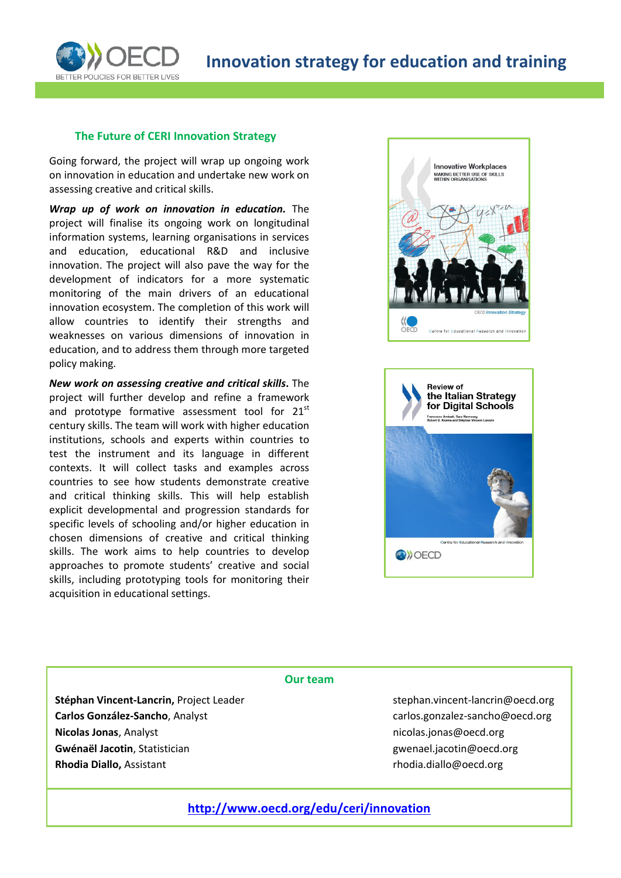## The Future of CERI Innovation Strategy

Going forward, the project will wrap up ongoing work on innovation in education and undertake new work on assessing creative and critical skills.

***Wrap up of work on innovation in education.*** The project will finalise its ongoing work on longitudinal information systems, learning organisations in services and education, educational R&D and inclusive innovation. The project will also pave the way for the development of indicators for a more systematic monitoring of the main drivers of an educational innovation ecosystem. The completion of this work will allow countries to identify their strengths and weaknesses on various dimensions of innovation in education, and to address them through more targeted policy making.

***New work on assessing creative and critical skills.*** The project will further develop and refine a framework and prototype formative assessment tool for 21st century skills. The team will work with higher education institutions, schools and experts within countries to test the instrument and its language in different contexts. It will collect tasks and examples across countries to see how students demonstrate creative and critical thinking skills. This will help establish explicit developmental and progression standards for specific levels of schooling and/or higher education in chosen dimensions of creative and critical thinking skills. The work aims to help countries to develop approaches to promote students' creative and social skills, including prototyping tools for monitoring their acquisition in educational settings.

Innovative Workplaces
MAKING BETTER USE OF SKILLS WITHIN ORGANISATIONS
OECD Innovation Strategy
Centre for Educational Research and Innovation

Review of the Italian Strategy for Digital Schools
Francesco Avvisati, Sara Hennessy, Robert B. Kozma and Stéphan Vincent-Lancrin
Centre for Educational Research and Innovation

## Our team

| | |
|---|---|
| **Stéphan Vincent-Lancrin,** Project Leader | stephan.vincent-lancrin@oecd.org |
| **Carlos González-Sancho**, Analyst | carlos.gonzalez-sancho@oecd.org |
| **Nicolas Jonas**, Analyst | nicolas.jonas@oecd.org |
| **Gwénaël Jacotin**, Statistician | gwenael.jacotin@oecd.org |
| **Rhodia Diallo,** Assistant | rhodia.diallo@oecd.org |

**http://www.oecd.org/edu/ceri/innovation**